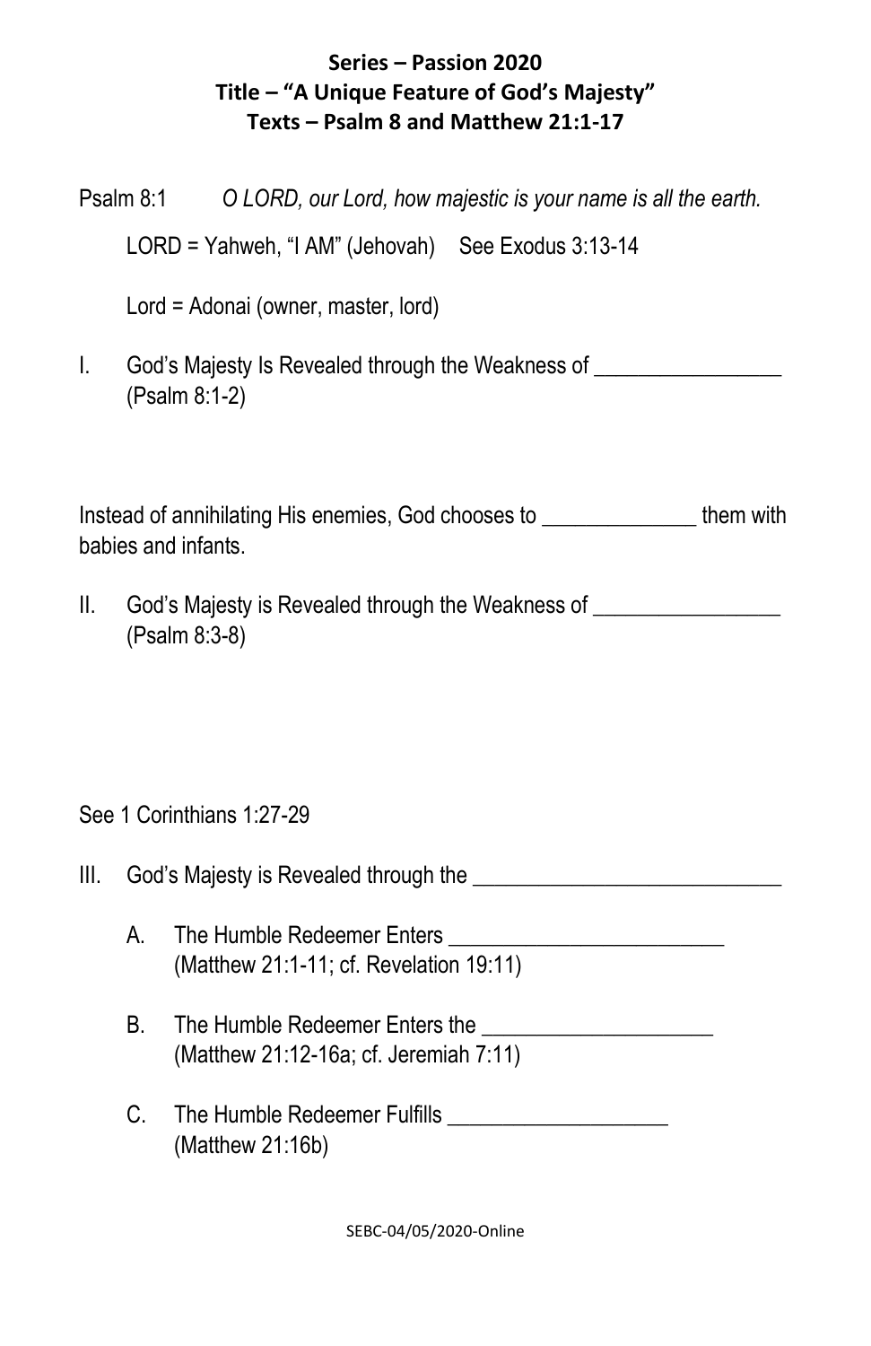**Series – Passion 2020**
**Title – "A Unique Feature of God's Majesty"**
**Texts – Psalm 8 and Matthew 21:1-17**

Psalm 8:1 *O LORD, our Lord, how majestic is your name is all the earth.*

LORD = Yahweh, "I AM" (Jehovah) See Exodus 3:13-14

Lord = Adonai (owner, master, lord)

I. God's Majesty Is Revealed through the Weakness of _________________ (Psalm 8:1-2)

Instead of annihilating His enemies, God chooses to ______________ them with babies and infants.

II. God's Majesty is Revealed through the Weakness of _________________ (Psalm 8:3-8)

See 1 Corinthians 1:27-29

III. God's Majesty is Revealed through the ____________________________

A. The Humble Redeemer Enters _________________________ (Matthew 21:1-11; cf. Revelation 19:11)

B. The Humble Redeemer Enters the _____________________ (Matthew 21:12-16a; cf. Jeremiah 7:11)

C. The Humble Redeemer Fulfills ____________________ (Matthew 21:16b)

SEBC-04/05/2020-Online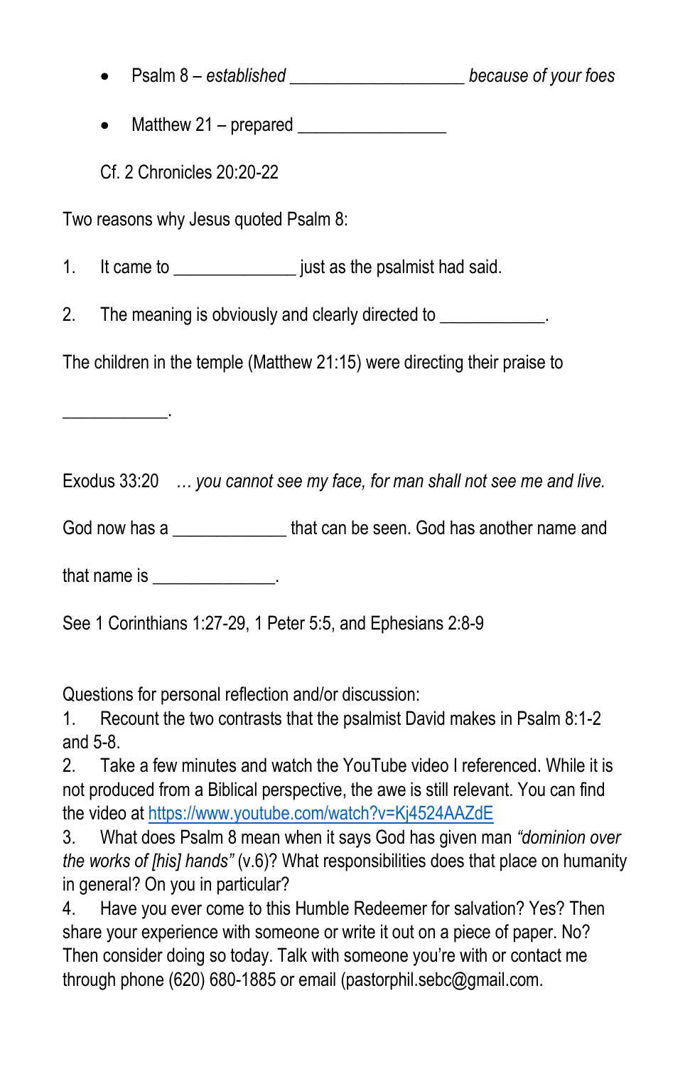- Psalm 8 – *established* ___________________ *because of your foes*

- Matthew 21 – prepared ________________

Cf. 2 Chronicles 20:20-22

Two reasons why Jesus quoted Psalm 8:

1. It came to _____________ just as the psalmist had said.

2. The meaning is obviously and clearly directed to ___________.

The children in the temple (Matthew 21:15) were directing their praise to

___________.

Exodus 33:20 *… you cannot see my face, for man shall not see me and live.*

God now has a ____________ that can be seen. God has another name and

that name is _____________.

See 1 Corinthians 1:27-29, 1 Peter 5:5, and Ephesians 2:8-9

Questions for personal reflection and/or discussion:

1. Recount the two contrasts that the psalmist David makes in Psalm 8:1-2 and 5-8.
2. Take a few minutes and watch the YouTube video I referenced. While it is not produced from a Biblical perspective, the awe is still relevant. You can find the video at [https://www.youtube.com/watch?v=Kj4524AAZdE](https://www.youtube.com/watch?v=Kj4524AAZdE)
3. What does Psalm 8 mean when it says God has given man *"dominion over the works of [his] hands"* (v.6)? What responsibilities does that place on humanity in general? On you in particular?
4. Have you ever come to this Humble Redeemer for salvation? Yes? Then share your experience with someone or write it out on a piece of paper. No? Then consider doing so today. Talk with someone you're with or contact me through phone (620) 680-1885 or email (pastorphil.sebc@gmail.com.